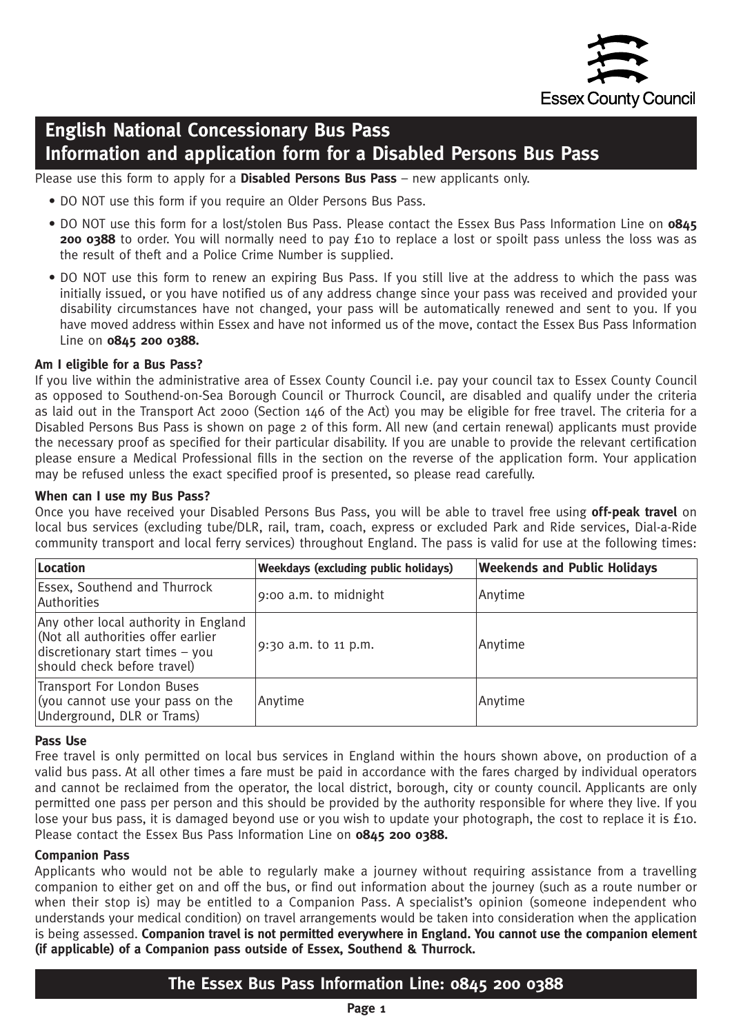Essex County Council

# English National Concessionary Bus Pass
# Information and application form for a Disabled Persons Bus Pass

Please use this form to apply for a **Disabled Persons Bus Pass** – new applicants only.

- DO NOT use this form if you require an Older Persons Bus Pass.
- DO NOT use this form for a lost/stolen Bus Pass. Please contact the Essex Bus Pass Information Line on **0845 200 0388** to order. You will normally need to pay £10 to replace a lost or spoilt pass unless the loss was as the result of theft and a Police Crime Number is supplied.
- DO NOT use this form to renew an expiring Bus Pass. If you still live at the address to which the pass was initially issued, or you have notified us of any address change since your pass was received and provided your disability circumstances have not changed, your pass will be automatically renewed and sent to you. If you have moved address within Essex and have not informed us of the move, contact the Essex Bus Pass Information Line on **0845 200 0388.**

**Am I eligible for a Bus Pass?**

If you live within the administrative area of Essex County Council i.e. pay your council tax to Essex County Council as opposed to Southend-on-Sea Borough Council or Thurrock Council, are disabled and qualify under the criteria as laid out in the Transport Act 2000 (Section 146 of the Act) you may be eligible for free travel. The criteria for a Disabled Persons Bus Pass is shown on page 2 of this form. All new (and certain renewal) applicants must provide the necessary proof as specified for their particular disability. If you are unable to provide the relevant certification please ensure a Medical Professional fills in the section on the reverse of the application form. Your application may be refused unless the exact specified proof is presented, so please read carefully.

**When can I use my Bus Pass?**

Once you have received your Disabled Persons Bus Pass, you will be able to travel free using **off-peak travel** on local bus services (excluding tube/DLR, rail, tram, coach, express or excluded Park and Ride services, Dial-a-Ride community transport and local ferry services) throughout England. The pass is valid for use at the following times:

| Location | Weekdays (excluding public holidays) | Weekends and Public Holidays |
|---|---|---|
| Essex, Southend and Thurrock Authorities | 9:00 a.m. to midnight | Anytime |
| Any other local authority in England (Not all authorities offer earlier discretionary start times – you should check before travel) | 9:30 a.m. to 11 p.m. | Anytime |
| Transport For London Buses (you cannot use your pass on the Underground, DLR or Trams) | Anytime | Anytime |

**Pass Use**

Free travel is only permitted on local bus services in England within the hours shown above, on production of a valid bus pass. At all other times a fare must be paid in accordance with the fares charged by individual operators and cannot be reclaimed from the operator, the local district, borough, city or county council. Applicants are only permitted one pass per person and this should be provided by the authority responsible for where they live. If you lose your bus pass, it is damaged beyond use or you wish to update your photograph, the cost to replace it is £10. Please contact the Essex Bus Pass Information Line on **0845 200 0388.**

**Companion Pass**

Applicants who would not be able to regularly make a journey without requiring assistance from a travelling companion to either get on and off the bus, or find out information about the journey (such as a route number or when their stop is) may be entitled to a Companion Pass. A specialist's opinion (someone independent who understands your medical condition) on travel arrangements would be taken into consideration when the application is being assessed. **Companion travel is not permitted everywhere in England. You cannot use the companion element (if applicable) of a Companion pass outside of Essex, Southend & Thurrock.**

**The Essex Bus Pass Information Line: 0845 200 0388**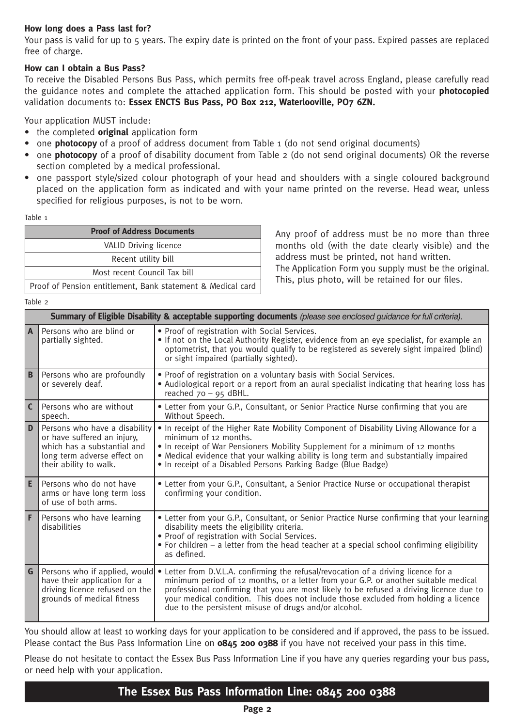**How long does a Pass last for?**

Your pass is valid for up to 5 years. The expiry date is printed on the front of your pass. Expired passes are replaced free of charge.

**How can I obtain a Bus Pass?**

To receive the Disabled Persons Bus Pass, which permits free off-peak travel across England, please carefully read the guidance notes and complete the attached application form. This should be posted with your **photocopied** validation documents to: **Essex ENCTS Bus Pass, PO Box 212, Waterlooville, PO7 6ZN.**

Your application MUST include:

- the completed **original** application form
- one **photocopy** of a proof of address document from Table 1 (do not send original documents)
- one **photocopy** of a proof of disability document from Table 2 (do not send original documents) OR the reverse section completed by a medical professional.
- one passport style/sized colour photograph of your head and shoulders with a single coloured background placed on the application form as indicated and with your name printed on the reverse. Head wear, unless specified for religious purposes, is not to be worn.

Table 1

| Proof of Address Documents |
|---|
| VALID Driving licence |
| Recent utility bill |
| Most recent Council Tax bill |
| Proof of Pension entitlement, Bank statement & Medical card |

Any proof of address must be no more than three months old (with the date clearly visible) and the address must be printed, not hand written.

The Application Form you supply must be the original. This, plus photo, will be retained for our files.

Table 2

| **Summary of Eligible Disability & acceptable supporting documents** *(please see enclosed guidance for full criteria).* | | |
|---|---|---|
| A | Persons who are blind or partially sighted. | • Proof of registration with Social Services.<br>• If not on the Local Authority Register, evidence from an eye specialist, for example an optometrist, that you would qualify to be registered as severely sight impaired (blind) or sight impaired (partially sighted). |
| B | Persons who are profoundly or severely deaf. | • Proof of registration on a voluntary basis with Social Services.<br>• Audiological report or a report from an aural specialist indicating that hearing loss has reached 70 – 95 dBHL. |
| C | Persons who are without speech. | • Letter from your G.P., Consultant, or Senior Practice Nurse confirming that you are Without Speech. |
| D | Persons who have a disability or have suffered an injury, which has a substantial and long term adverse effect on their ability to walk. | • In receipt of the Higher Rate Mobility Component of Disability Living Allowance for a minimum of 12 months.<br>• In receipt of War Pensioners Mobility Supplement for a minimum of 12 months<br>• Medical evidence that your walking ability is long term and substantially impaired<br>• In receipt of a Disabled Persons Parking Badge (Blue Badge) |
| E | Persons who do not have arms or have long term loss of use of both arms. | • Letter from your G.P., Consultant, a Senior Practice Nurse or occupational therapist confirming your condition. |
| F | Persons who have learning disabilities | • Letter from your G.P., Consultant, or Senior Practice Nurse confirming that your learning disability meets the eligibility criteria.<br>• Proof of registration with Social Services.<br>• For children – a letter from the head teacher at a special school confirming eligibility as defined. |
| G | Persons who if applied, would have their application for a driving licence refused on the grounds of medical fitness | • Letter from D.V.L.A. confirming the refusal/revocation of a driving licence for a minimum period of 12 months, or a letter from your G.P. or another suitable medical professional confirming that you are most likely to be refused a driving licence due to your medical condition. This does not include those excluded from holding a licence due to the persistent misuse of drugs and/or alcohol. |

You should allow at least 10 working days for your application to be considered and if approved, the pass to be issued. Please contact the Bus Pass Information Line on **0845 200 0388** if you have not received your pass in this time.

Please do not hesitate to contact the Essex Bus Pass Information Line if you have any queries regarding your bus pass, or need help with your application.

**The Essex Bus Pass Information Line: 0845 200 0388**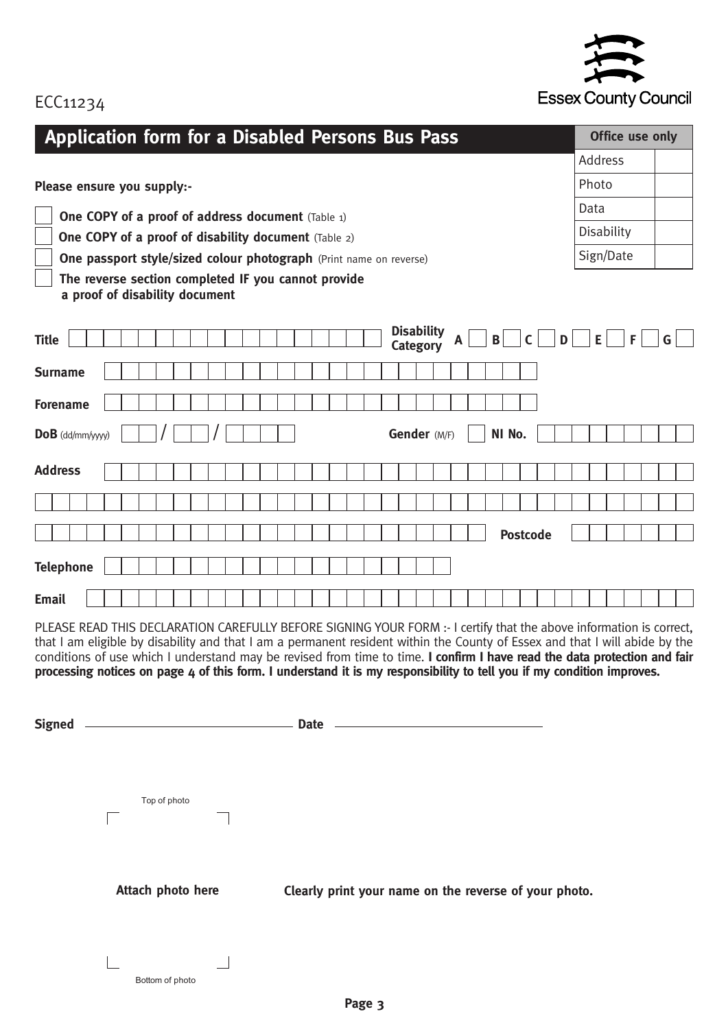ECC11234

Essex County Council

## Application form for a Disabled Persons Bus Pass

| Office use only | |
|---|---|
| Address | |
| Photo | |
| Data | |
| Disability | |
| Sign/Date | |

**Please ensure you supply:-**

- ☐ **One COPY of a proof of address document** (Table 1)
- ☐ **One COPY of a proof of disability document** (Table 2)
- ☐ **One passport style/sized colour photograph** (Print name on reverse)
- ☐ **The reverse section completed IF you cannot provide a proof of disability document**

**Title** ______________________ **Disability Category** A ☐ B ☐ C ☐ D ☐ E ☐ F ☐ G ☐

**Surname** ______________________

**Forename** ______________________

**DoB** (dd/mm/yyyy) __ __ / __ __ / __ __ __ __ **Gender** (M/F) ☐ **NI No.** ______________________

**Address** ______________________

______________________

______________________ **Postcode** ______________________

**Telephone** ______________________

**Email** ______________________

PLEASE READ THIS DECLARATION CAREFULLY BEFORE SIGNING YOUR FORM :- I certify that the above information is correct, that I am eligible by disability and that I am a permanent resident within the County of Essex and that I will abide by the conditions of use which I understand may be revised from time to time. **I confirm I have read the data protection and fair processing notices on page 4 of this form. I understand it is my responsibility to tell you if my condition improves.**

**Signed** ______________________ **Date** ______________________

Top of photo

**Attach photo here**

Bottom of photo

**Clearly print your name on the reverse of your photo.**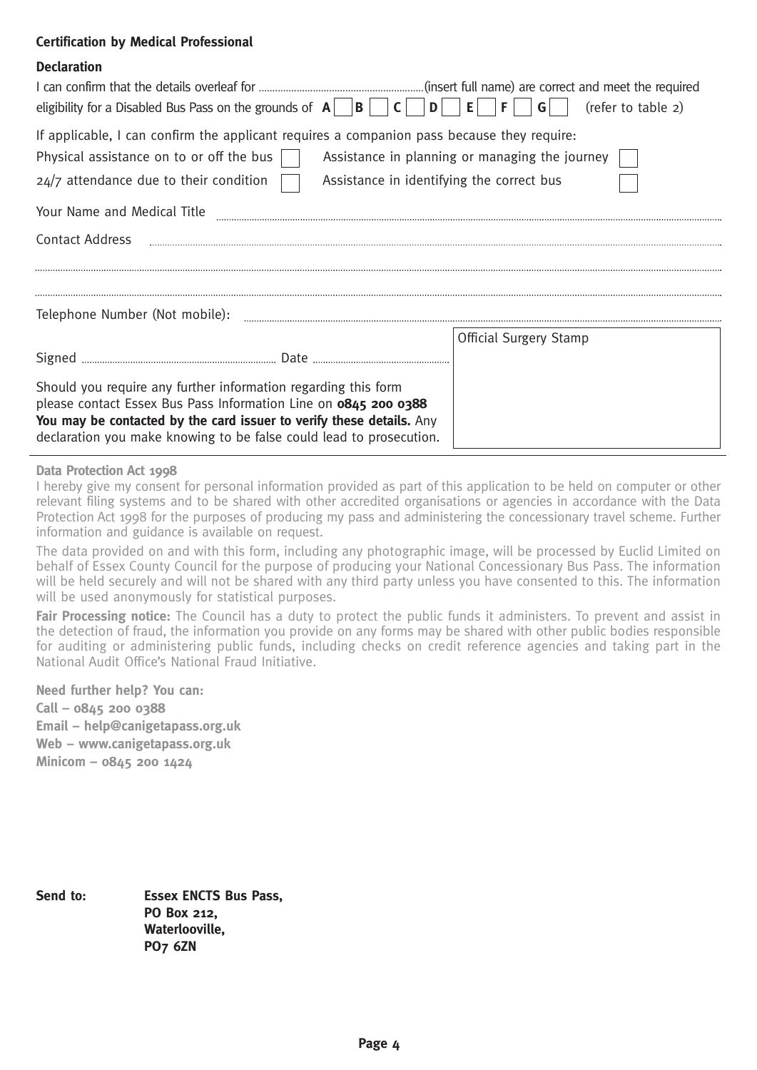**Certification by Medical Professional**

**Declaration**

I can confirm that the details overleaf for ........................................................(insert full name) are correct and meet the required eligibility for a Disabled Bus Pass on the grounds of **A** ☐ **B** ☐ **C** ☐ **D** ☐ **E** ☐ **F** ☐ **G** ☐ (refer to table 2)

If applicable, I can confirm the applicant requires a companion pass because they require:

Physical assistance on to or off the bus ☐ Assistance in planning or managing the journey ☐

24/7 attendance due to their condition ☐ Assistance in identifying the correct bus ☐

Your Name and Medical Title ........................................................................................................

Contact Address ........................................................................................................

........................................................................................................

........................................................................................................

Telephone Number (Not mobile): ........................................................................................................

Signed ........................................................ Date ..............................................

Official Surgery Stamp

Should you require any further information regarding this form please contact Essex Bus Pass Information Line on **0845 200 0388**
**You may be contacted by the card issuer to verify these details.** Any declaration you make knowing to be false could lead to prosecution.

**Data Protection Act 1998**

I hereby give my consent for personal information provided as part of this application to be held on computer or other relevant filing systems and to be shared with other accredited organisations or agencies in accordance with the Data Protection Act 1998 for the purposes of producing my pass and administering the concessionary travel scheme. Further information and guidance is available on request.

The data provided on and with this form, including any photographic image, will be processed by Euclid Limited on behalf of Essex County Council for the purpose of producing your National Concessionary Bus Pass. The information will be held securely and will not be shared with any third party unless you have consented to this. The information will be used anonymously for statistical purposes.

**Fair Processing notice:** The Council has a duty to protect the public funds it administers. To prevent and assist in the detection of fraud, the information you provide on any forms may be shared with other public bodies responsible for auditing or administering public funds, including checks on credit reference agencies and taking part in the National Audit Office's National Fraud Initiative.

**Need further help? You can:**
**Call – 0845 200 0388**
**Email – help@canigetapass.org.uk**
**Web – www.canigetapass.org.uk**
**Minicom – 0845 200 1424**

**Send to:** **Essex ENCTS Bus Pass,**
**PO Box 212,**
**Waterlooville,**
**PO7 6ZN**